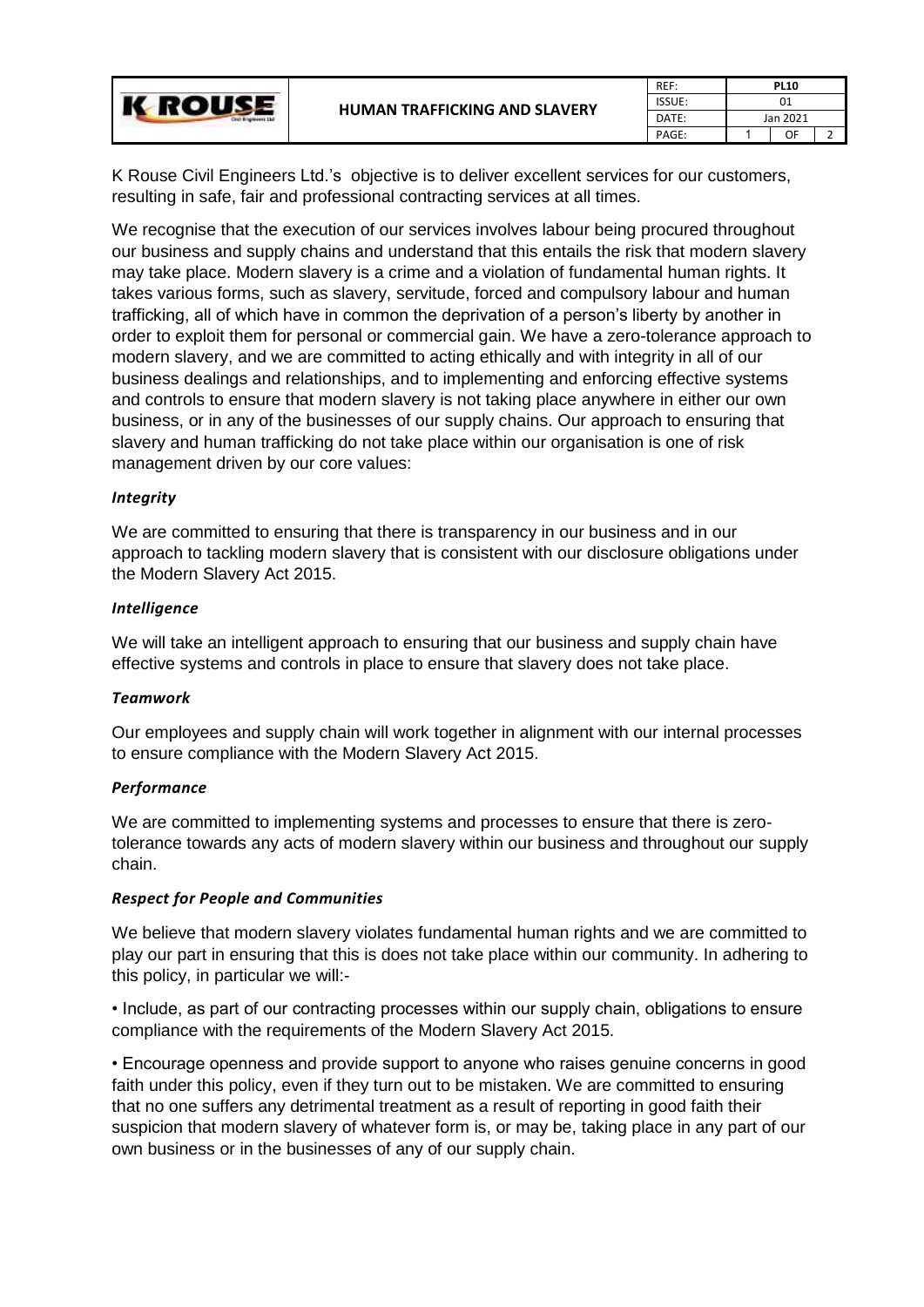# HUMAN TRAFFICKING AND SLAVERY

| REF: | PL10 |
| --- | --- |
| ISSUE: | 01 |
| DATE: | Jan 2021 |

K Rouse Civil Engineers Ltd.'s objective is to deliver excellent services for our customers, resulting in safe, fair and professional contracting services at all times.

We recognise that the execution of our services involves labour being procured throughout our business and supply chains and understand that this entails the risk that modern slavery may take place. Modern slavery is a crime and a violation of fundamental human rights. It takes various forms, such as slavery, servitude, forced and compulsory labour and human trafficking, all of which have in common the deprivation of a person's liberty by another in order to exploit them for personal or commercial gain. We have a zero-tolerance approach to modern slavery, and we are committed to acting ethically and with integrity in all of our business dealings and relationships, and to implementing and enforcing effective systems and controls to ensure that modern slavery is not taking place anywhere in either our own business, or in any of the businesses of our supply chains. Our approach to ensuring that slavery and human trafficking do not take place within our organisation is one of risk management driven by our core values:

***Integrity***

We are committed to ensuring that there is transparency in our business and in our approach to tackling modern slavery that is consistent with our disclosure obligations under the Modern Slavery Act 2015.

***Intelligence***

We will take an intelligent approach to ensuring that our business and supply chain have effective systems and controls in place to ensure that slavery does not take place.

***Teamwork***

Our employees and supply chain will work together in alignment with our internal processes to ensure compliance with the Modern Slavery Act 2015.

***Performance***

We are committed to implementing systems and processes to ensure that there is zero-tolerance towards any acts of modern slavery within our business and throughout our supply chain.

***Respect for People and Communities***

We believe that modern slavery violates fundamental human rights and we are committed to play our part in ensuring that this is does not take place within our community. In adhering to this policy, in particular we will:-

- Include, as part of our contracting processes within our supply chain, obligations to ensure compliance with the requirements of the Modern Slavery Act 2015.

- Encourage openness and provide support to anyone who raises genuine concerns in good faith under this policy, even if they turn out to be mistaken. We are committed to ensuring that no one suffers any detrimental treatment as a result of reporting in good faith their suspicion that modern slavery of whatever form is, or may be, taking place in any part of our own business or in the businesses of any of our supply chain.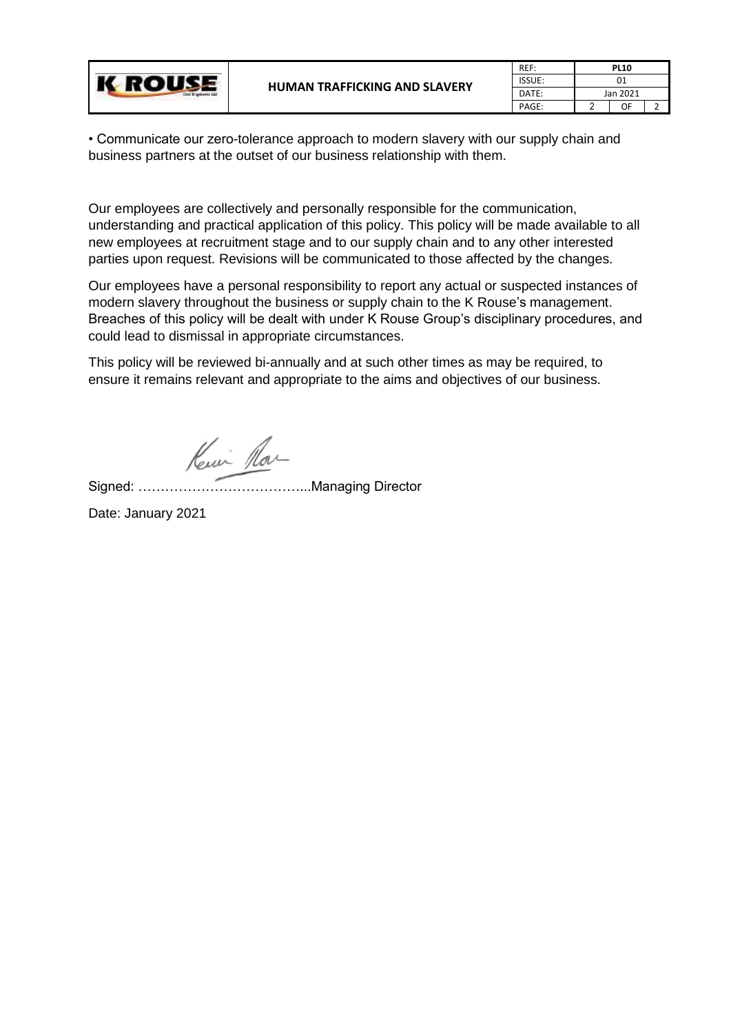- Communicate our zero-tolerance approach to modern slavery with our supply chain and business partners at the outset of our business relationship with them.

Our employees are collectively and personally responsible for the communication, understanding and practical application of this policy. This policy will be made available to all new employees at recruitment stage and to our supply chain and to any other interested parties upon request. Revisions will be communicated to those affected by the changes.

Our employees have a personal responsibility to report any actual or suspected instances of modern slavery throughout the business or supply chain to the K Rouse's management. Breaches of this policy will be dealt with under K Rouse Group's disciplinary procedures, and could lead to dismissal in appropriate circumstances.

This policy will be reviewed bi-annually and at such other times as may be required, to ensure it remains relevant and appropriate to the aims and objectives of our business.

Signed: ………………………………...Managing Director

Date: January 2021